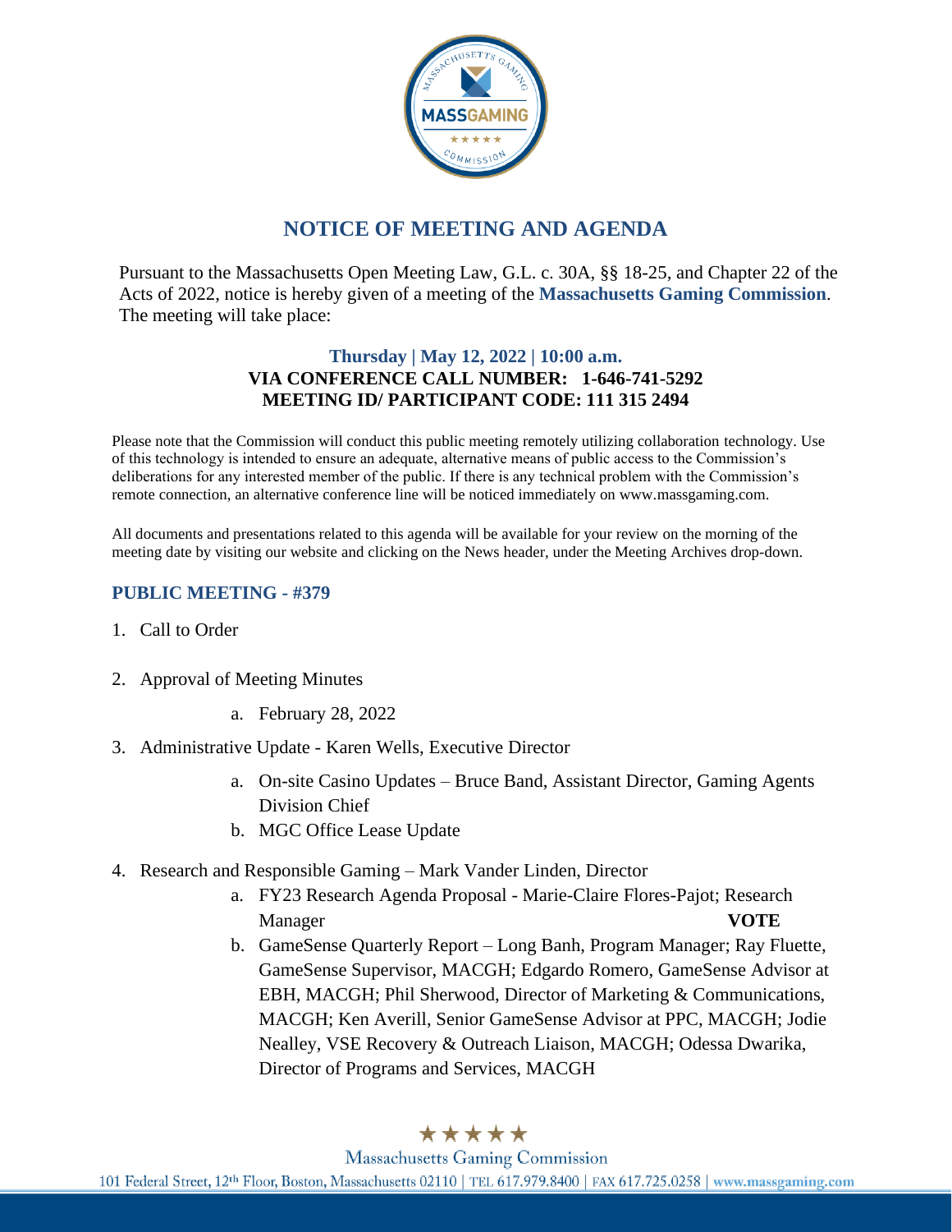# NOTICE OF MEETING AND AGENDA

Pursuant to the Massachusetts Open Meeting Law, G.L. c. 30A, §§ 18-25, and Chapter 22 of the Acts of 2022, notice is hereby given of a meeting of the **Massachusetts Gaming Commission**. The meeting will take place:

**Thursday | May 12, 2022 | 10:00 a.m.**
**VIA CONFERENCE CALL NUMBER: 1-646-741-5292**
**MEETING ID/ PARTICIPANT CODE: 111 315 2494**

Please note that the Commission will conduct this public meeting remotely utilizing collaboration technology. Use of this technology is intended to ensure an adequate, alternative means of public access to the Commission's deliberations for any interested member of the public. If there is any technical problem with the Commission's remote connection, an alternative conference line will be noticed immediately on www.massgaming.com.

All documents and presentations related to this agenda will be available for your review on the morning of the meeting date by visiting our website and clicking on the News header, under the Meeting Archives drop-down.

## PUBLIC MEETING - #379

1. Call to Order
2. Approval of Meeting Minutes
   a. February 28, 2022
3. Administrative Update - Karen Wells, Executive Director
   a. On-site Casino Updates – Bruce Band, Assistant Director, Gaming Agents Division Chief
   b. MGC Office Lease Update
4. Research and Responsible Gaming – Mark Vander Linden, Director
   a. FY23 Research Agenda Proposal - Marie-Claire Flores-Pajot; Research Manager **VOTE**
   b. GameSense Quarterly Report – Long Banh, Program Manager; Ray Fluette, GameSense Supervisor, MACGH; Edgardo Romero, GameSense Advisor at EBH, MACGH; Phil Sherwood, Director of Marketing & Communications, MACGH; Ken Averill, Senior GameSense Advisor at PPC, MACGH; Jodie Nealley, VSE Recovery & Outreach Liaison, MACGH; Odessa Dwarika, Director of Programs and Services, MACGH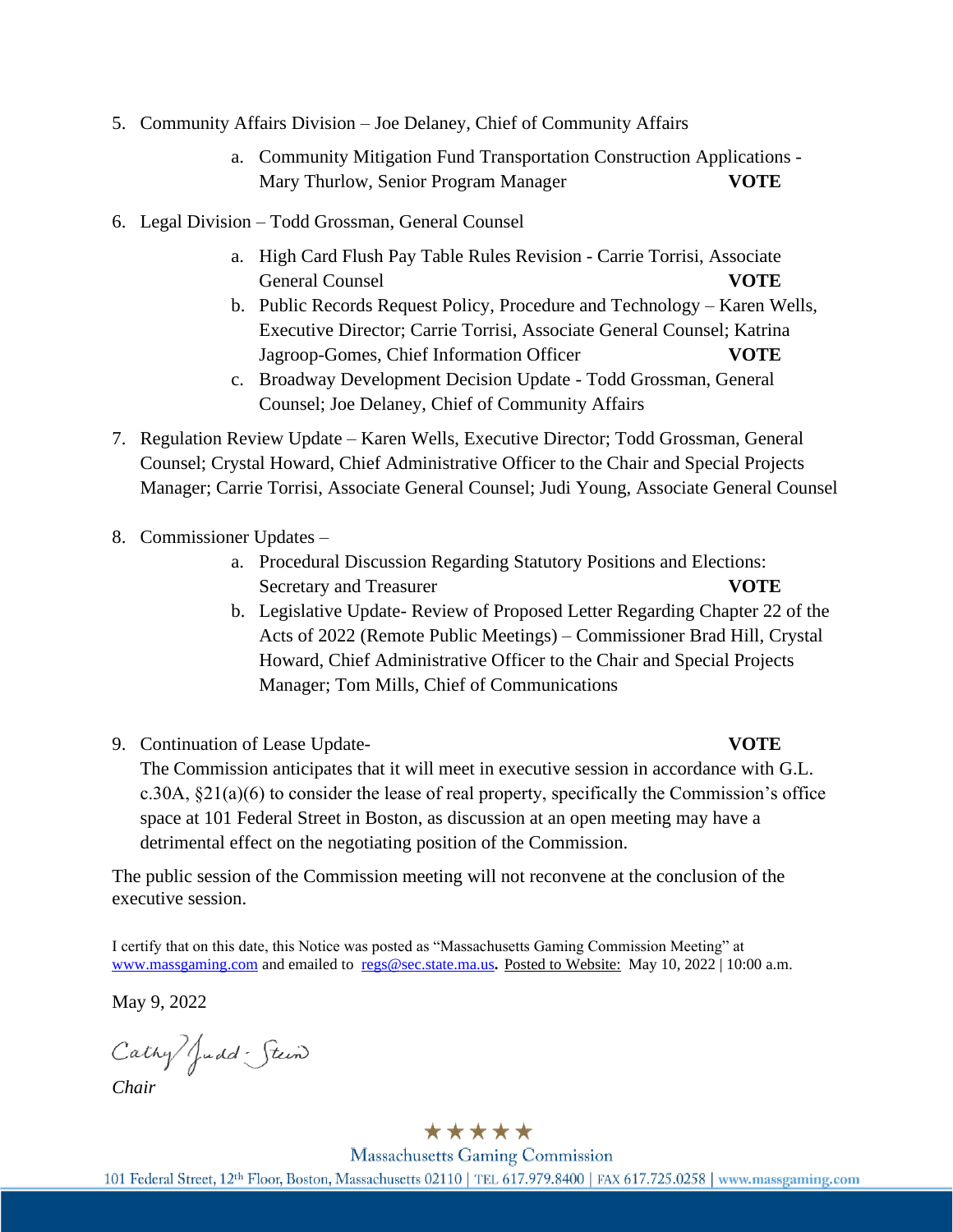5. Community Affairs Division – Joe Delaney, Chief of Community Affairs

    a. Community Mitigation Fund Transportation Construction Applications - Mary Thurlow, Senior Program Manager **VOTE**

6. Legal Division – Todd Grossman, General Counsel

    a. High Card Flush Pay Table Rules Revision - Carrie Torrisi, Associate General Counsel **VOTE**
    b. Public Records Request Policy, Procedure and Technology – Karen Wells, Executive Director; Carrie Torrisi, Associate General Counsel; Katrina Jagroop-Gomes, Chief Information Officer **VOTE**
    c. Broadway Development Decision Update - Todd Grossman, General Counsel; Joe Delaney, Chief of Community Affairs

7. Regulation Review Update – Karen Wells, Executive Director; Todd Grossman, General Counsel; Crystal Howard, Chief Administrative Officer to the Chair and Special Projects Manager; Carrie Torrisi, Associate General Counsel; Judi Young, Associate General Counsel

8. Commissioner Updates –

    a. Procedural Discussion Regarding Statutory Positions and Elections: Secretary and Treasurer **VOTE**
    b. Legislative Update- Review of Proposed Letter Regarding Chapter 22 of the Acts of 2022 (Remote Public Meetings) – Commissioner Brad Hill, Crystal Howard, Chief Administrative Officer to the Chair and Special Projects Manager; Tom Mills, Chief of Communications

9. Continuation of Lease Update- **VOTE**

    The Commission anticipates that it will meet in executive session in accordance with G.L. c.30A, §21(a)(6) to consider the lease of real property, specifically the Commission's office space at 101 Federal Street in Boston, as discussion at an open meeting may have a detrimental effect on the negotiating position of the Commission.

The public session of the Commission meeting will not reconvene at the conclusion of the executive session.

I certify that on this date, this Notice was posted as "Massachusetts Gaming Commission Meeting" at www.massgaming.com and emailed to regs@sec.state.ma.us. Posted to Website: May 10, 2022 | 10:00 a.m.

May 9, 2022

Cathy Judd-Stein

*Chair*

Massachusetts Gaming Commission

101 Federal Street, 12th Floor, Boston, Massachusetts 02110 | TEL 617.979.8400 | FAX 617.725.0258 | www.massgaming.com